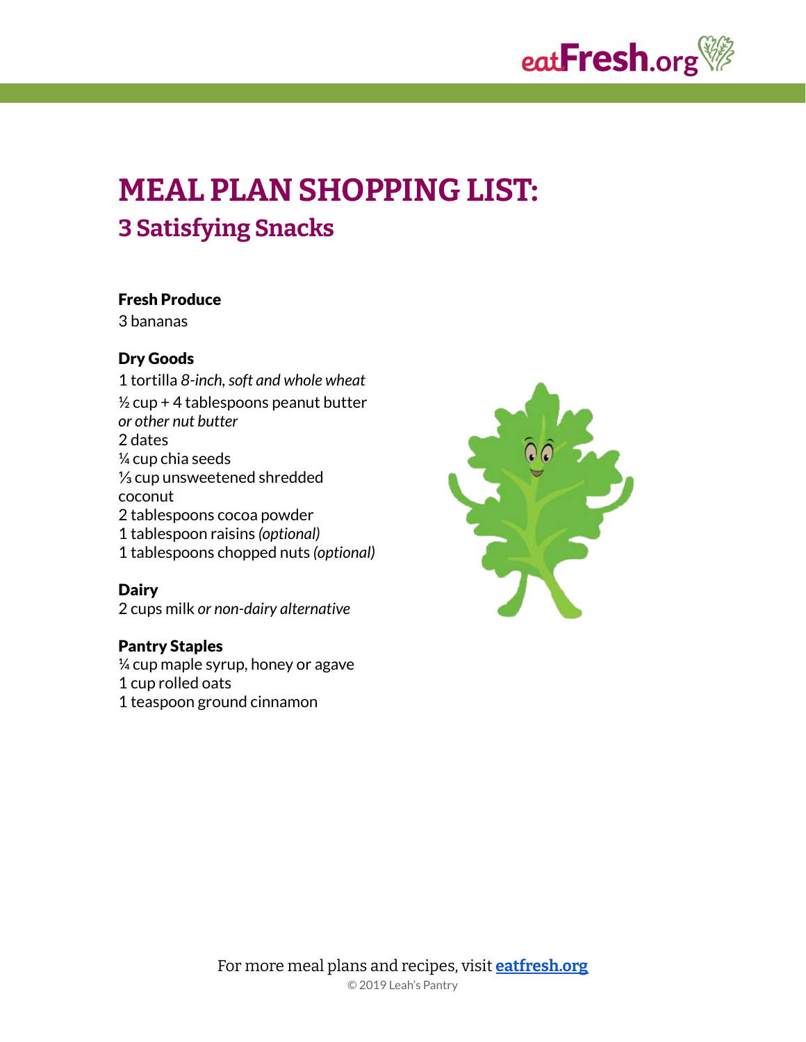# MEAL PLAN SHOPPING LIST:

## 3 Satisfying Snacks

**Fresh Produce**
3 bananas

**Dry Goods**
1 tortilla *8-inch, soft and whole wheat*
½ cup + 4 tablespoons peanut butter *or other nut butter*
2 dates
¼ cup chia seeds
⅓ cup unsweetened shredded coconut
2 tablespoons cocoa powder
1 tablespoon raisins *(optional)*
1 tablespoons chopped nuts *(optional)*

**Dairy**
2 cups milk *or non-dairy alternative*

**Pantry Staples**
¼ cup maple syrup, honey or agave
1 cup rolled oats
1 teaspoon ground cinnamon

For more meal plans and recipes, visit **eatfresh.org**

© 2019 Leah's Pantry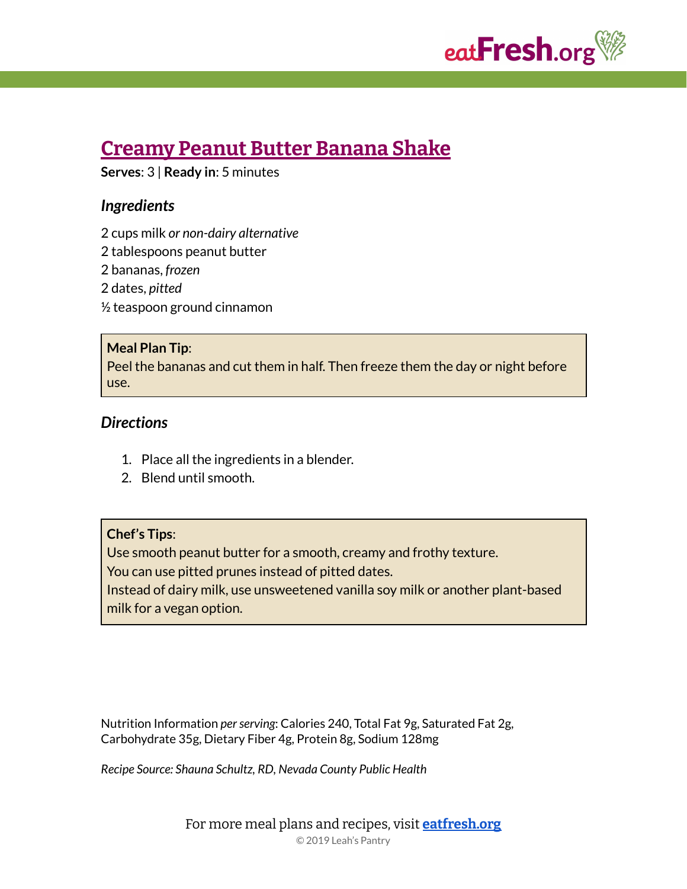# Creamy Peanut Butter Banana Shake

**Serves**: 3 | **Ready in**: 5 minutes

### *Ingredients*

2 cups milk *or non-dairy alternative*
2 tablespoons peanut butter
2 bananas, *frozen*
2 dates, *pitted*
½ teaspoon ground cinnamon

> **Meal Plan Tip**:
> Peel the bananas and cut them in half. Then freeze them the day or night before use.

### *Directions*

1. Place all the ingredients in a blender.
2. Blend until smooth.

> **Chef's Tips**:
> Use smooth peanut butter for a smooth, creamy and frothy texture.
> You can use pitted prunes instead of pitted dates.
> Instead of dairy milk, use unsweetened vanilla soy milk or another plant-based milk for a vegan option.

Nutrition Information *per serving*: Calories 240, Total Fat 9g, Saturated Fat 2g, Carbohydrate 35g, Dietary Fiber 4g, Protein 8g, Sodium 128mg

*Recipe Source: Shauna Schultz, RD, Nevada County Public Health*

For more meal plans and recipes, visit **eatfresh.org**

© 2019 Leah's Pantry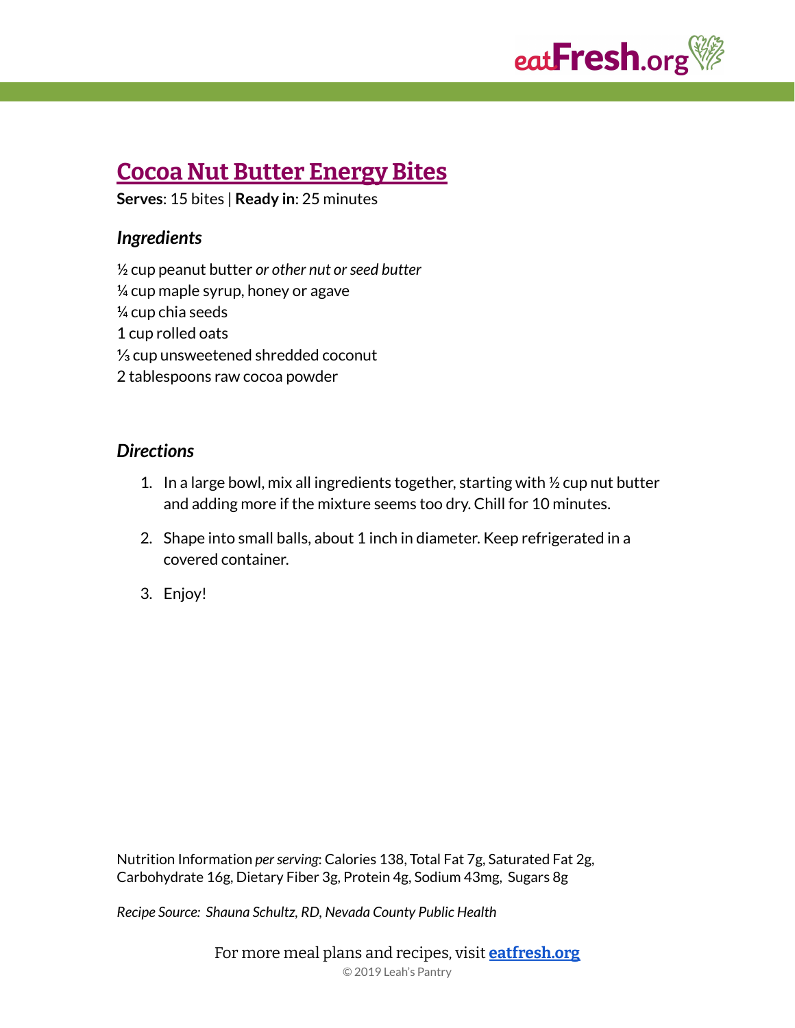# Cocoa Nut Butter Energy Bites

**Serves**: 15 bites | **Ready in**: 25 minutes

### *Ingredients*

½ cup peanut butter *or other nut or seed butter*
¼ cup maple syrup, honey or agave
¼ cup chia seeds
1 cup rolled oats
⅓ cup unsweetened shredded coconut
2 tablespoons raw cocoa powder

### *Directions*

1. In a large bowl, mix all ingredients together, starting with ½ cup nut butter and adding more if the mixture seems too dry. Chill for 10 minutes.
2. Shape into small balls, about 1 inch in diameter. Keep refrigerated in a covered container.
3. Enjoy!

Nutrition Information *per serving*: Calories 138, Total Fat 7g, Saturated Fat 2g, Carbohydrate 16g, Dietary Fiber 3g, Protein 4g, Sodium 43mg, Sugars 8g

*Recipe Source: Shauna Schultz, RD, Nevada County Public Health*

For more meal plans and recipes, visit **eatfresh.org**

© 2019 Leah's Pantry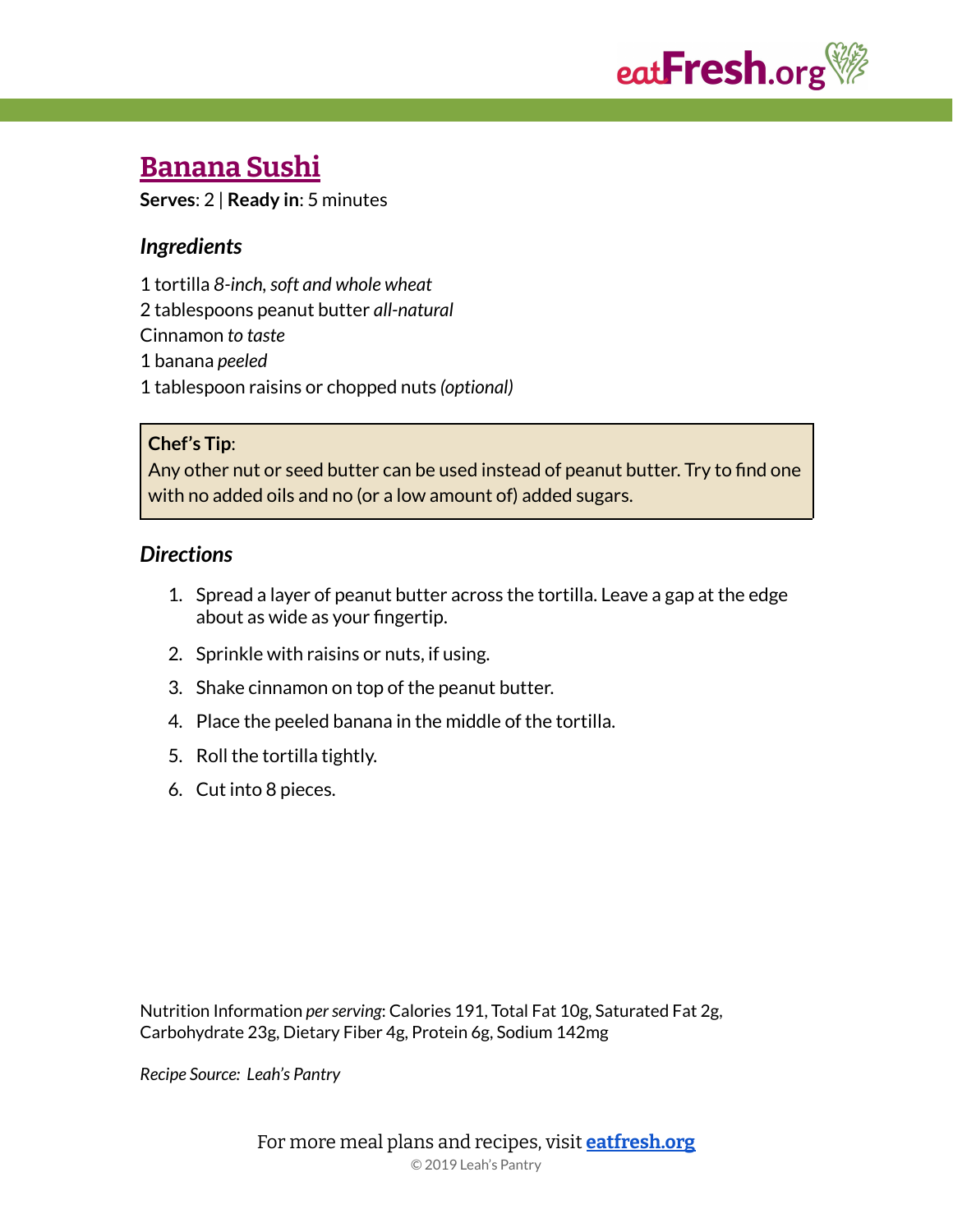# Banana Sushi

**Serves**: 2 | **Ready in**: 5 minutes

## *Ingredients*

1 tortilla *8-inch, soft and whole wheat*
2 tablespoons peanut butter *all-natural*
Cinnamon *to taste*
1 banana *peeled*
1 tablespoon raisins or chopped nuts *(optional)*

> **Chef's Tip**:
> Any other nut or seed butter can be used instead of peanut butter. Try to find one with no added oils and no (or a low amount of) added sugars.

## *Directions*

1. Spread a layer of peanut butter across the tortilla. Leave a gap at the edge about as wide as your fingertip.
2. Sprinkle with raisins or nuts, if using.
3. Shake cinnamon on top of the peanut butter.
4. Place the peeled banana in the middle of the tortilla.
5. Roll the tortilla tightly.
6. Cut into 8 pieces.

Nutrition Information *per serving*: Calories 191, Total Fat 10g, Saturated Fat 2g, Carbohydrate 23g, Dietary Fiber 4g, Protein 6g, Sodium 142mg

*Recipe Source: Leah's Pantry*

For more meal plans and recipes, visit **eatfresh.org**
© 2019 Leah's Pantry